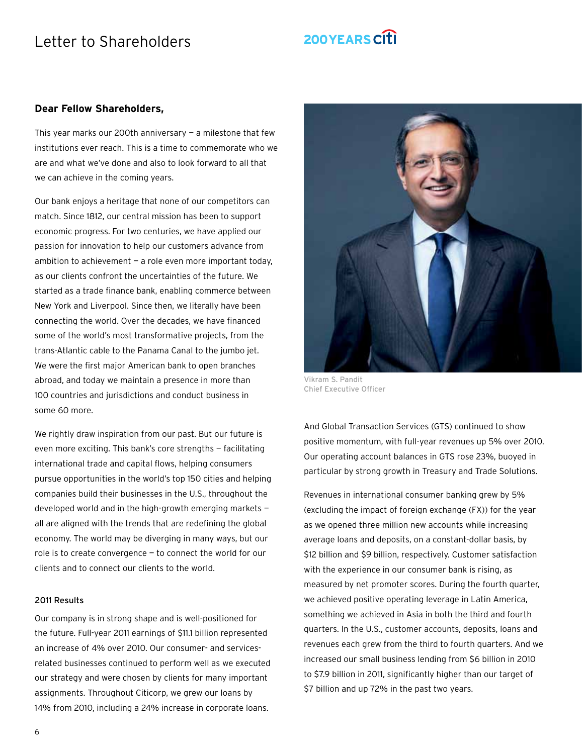# Letter to Shareholders

**Dear Fellow Shareholders,**

This year marks our 200th anniversary — a milestone that few institutions ever reach. This is a time to commemorate who we are and what we've done and also to look forward to all that we can achieve in the coming years.

Our bank enjoys a heritage that none of our competitors can match. Since 1812, our central mission has been to support economic progress. For two centuries, we have applied our passion for innovation to help our customers advance from ambition to achievement — a role even more important today, as our clients confront the uncertainties of the future. We started as a trade finance bank, enabling commerce between New York and Liverpool. Since then, we literally have been connecting the world. Over the decades, we have financed some of the world's most transformative projects, from the trans-Atlantic cable to the Panama Canal to the jumbo jet. We were the first major American bank to open branches abroad, and today we maintain a presence in more than 100 countries and jurisdictions and conduct business in some 60 more.

We rightly draw inspiration from our past. But our future is even more exciting. This bank's core strengths — facilitating international trade and capital flows, helping consumers pursue opportunities in the world's top 150 cities and helping companies build their businesses in the U.S., throughout the developed world and in the high-growth emerging markets — all are aligned with the trends that are redefining the global economy. The world may be diverging in many ways, but our role is to create convergence — to connect the world for our clients and to connect our clients to the world.

Vikram S. Pandit
Chief Executive Officer

### 2011 Results

Our company is in strong shape and is well-positioned for the future. Full-year 2011 earnings of $11.1 billion represented an increase of 4% over 2010. Our consumer- and services-related businesses continued to perform well as we executed our strategy and were chosen by clients for many important assignments. Throughout Citicorp, we grew our loans by 14% from 2010, including a 24% increase in corporate loans. And Global Transaction Services (GTS) continued to show positive momentum, with full-year revenues up 5% over 2010. Our operating account balances in GTS rose 23%, buoyed in particular by strong growth in Treasury and Trade Solutions.

Revenues in international consumer banking grew by 5% (excluding the impact of foreign exchange (FX)) for the year as we opened three million new accounts while increasing average loans and deposits, on a constant-dollar basis, by $12 billion and $9 billion, respectively. Customer satisfaction with the experience in our consumer bank is rising, as measured by net promoter scores. During the fourth quarter, we achieved positive operating leverage in Latin America, something we achieved in Asia in both the third and fourth quarters. In the U.S., customer accounts, deposits, loans and revenues each grew from the third to fourth quarters. And we increased our small business lending from $6 billion in 2010 to $7.9 billion in 2011, significantly higher than our target of $7 billion and up 72% in the past two years.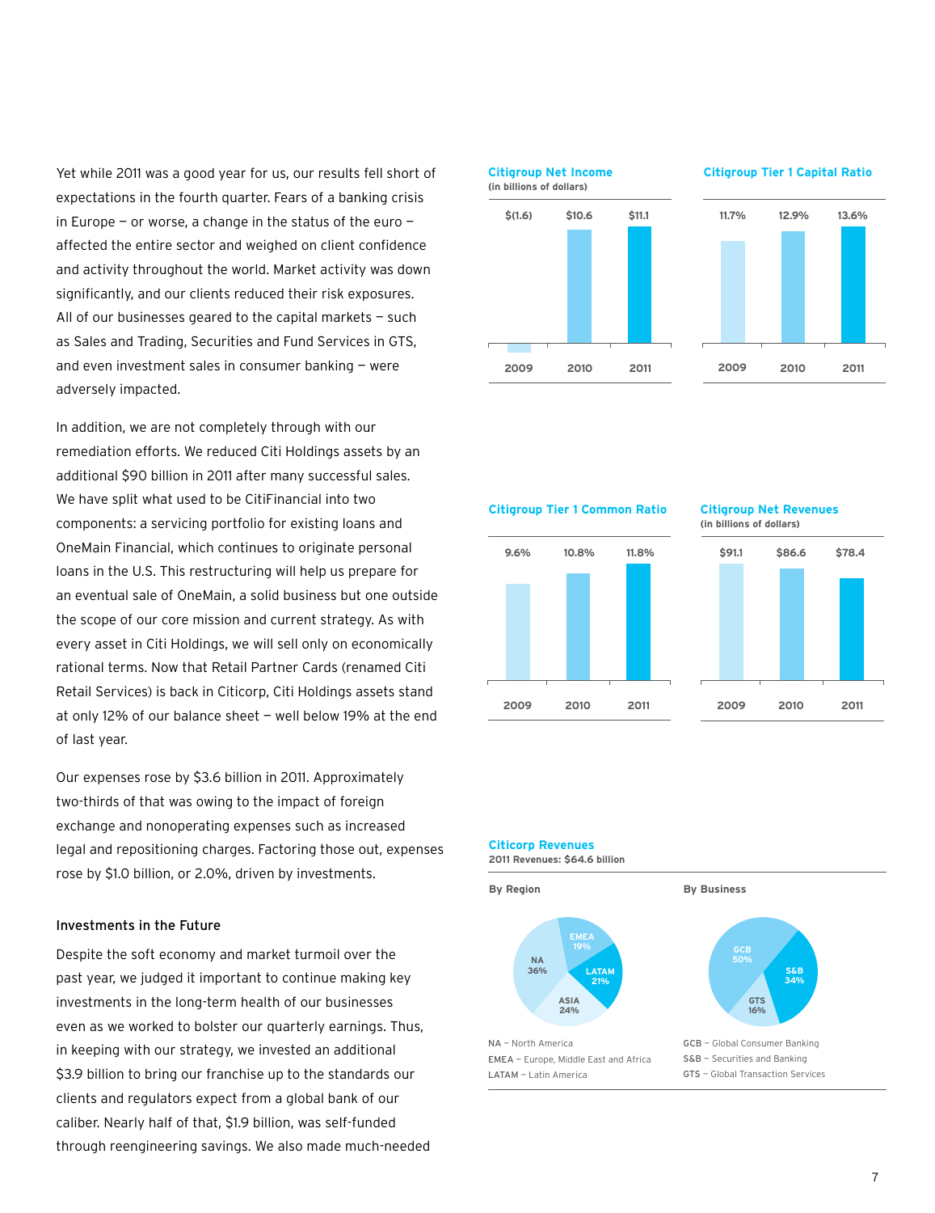Yet while 2011 was a good year for us, our results fell short of expectations in the fourth quarter. Fears of a banking crisis in Europe — or worse, a change in the status of the euro — affected the entire sector and weighed on client confidence and activity throughout the world. Market activity was down significantly, and our clients reduced their risk exposures. All of our businesses geared to the capital markets — such as Sales and Trading, Securities and Fund Services in GTS, and even investment sales in consumer banking — were adversely impacted.

In addition, we are not completely through with our remediation efforts. We reduced Citi Holdings assets by an additional $90 billion in 2011 after many successful sales. We have split what used to be CitiFinancial into two components: a servicing portfolio for existing loans and OneMain Financial, which continues to originate personal loans in the U.S. This restructuring will help us prepare for an eventual sale of OneMain, a solid business but one outside the scope of our core mission and current strategy. As with every asset in Citi Holdings, we will sell only on economically rational terms. Now that Retail Partner Cards (renamed Citi Retail Services) is back in Citicorp, Citi Holdings assets stand at only 12% of our balance sheet — well below 19% at the end of last year.

Our expenses rose by $3.6 billion in 2011. Approximately two-thirds of that was owing to the impact of foreign exchange and nonoperating expenses such as increased legal and repositioning charges. Factoring those out, expenses rose by $1.0 billion, or 2.0%, driven by investments.

### Investments in the Future

Despite the soft economy and market turmoil over the past year, we judged it important to continue making key investments in the long-term health of our businesses even as we worked to bolster our quarterly earnings. Thus, in keeping with our strategy, we invested an additional $3.9 billion to bring our franchise up to the standards our clients and regulators expect from a global bank of our caliber. Nearly half of that, $1.9 billion, was self-funded through reengineering savings. We also made much-needed

**Citigroup Net Income**
(in billions of dollars)

| 2009 | 2010 | 2011 |
|---|---|---|
| $(1.6) | $10.6 | $11.1 |

**Citigroup Tier 1 Capital Ratio**

| 2009 | 2010 | 2011 |
|---|---|---|
| 11.7% | 12.9% | 13.6% |

**Citigroup Tier 1 Common Ratio**

| 2009 | 2010 | 2011 |
|---|---|---|
| 9.6% | 10.8% | 11.8% |

**Citigroup Net Revenues**
(in billions of dollars)

| 2009 | 2010 | 2011 |
|---|---|---|
| $91.1 | $86.6 | $78.4 |

**Citicorp Revenues**
2011 Revenues: $64.6 billion

**By Region**

| Region | Share |
|---|---|
| NA | 36% |
| EMEA | 19% |
| LATAM | 21% |
| ASIA | 24% |

NA – North America
EMEA – Europe, Middle East and Africa
LATAM – Latin America

**By Business**

| Business | Share |
|---|---|
| GCB | 50% |
| S&B | 34% |
| GTS | 16% |

GCB – Global Consumer Banking
S&B – Securities and Banking
GTS – Global Transaction Services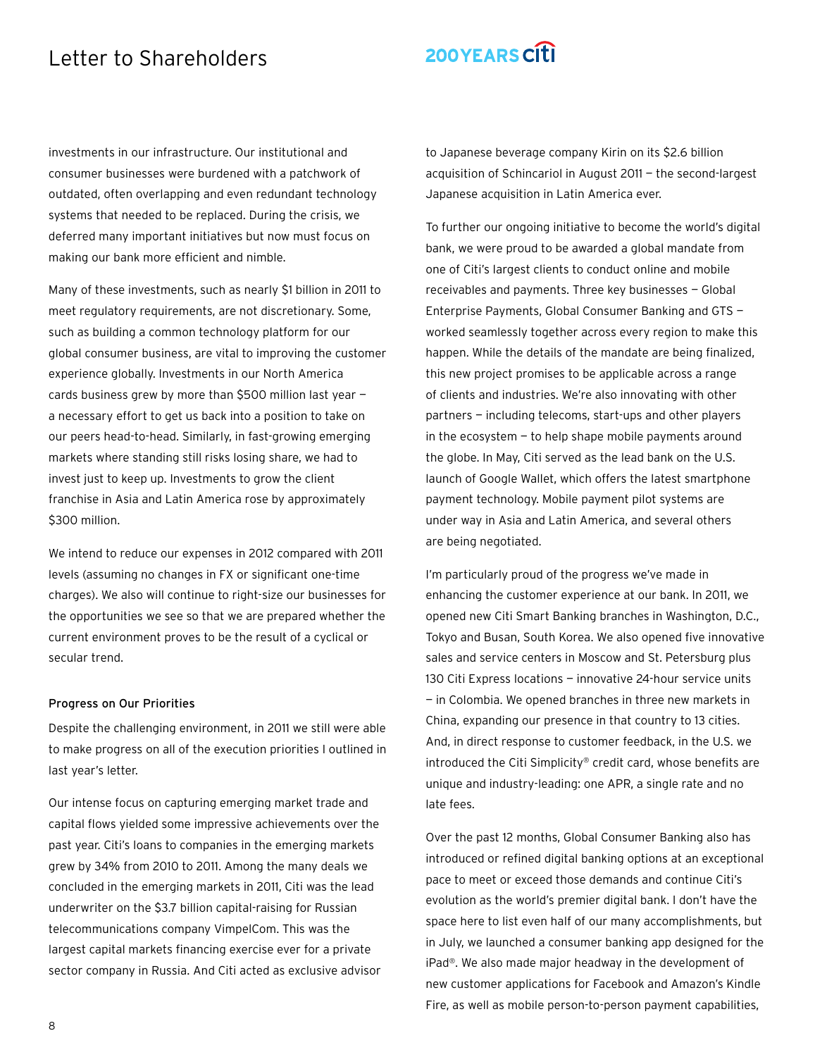investments in our infrastructure. Our institutional and consumer businesses were burdened with a patchwork of outdated, often overlapping and even redundant technology systems that needed to be replaced. During the crisis, we deferred many important initiatives but now must focus on making our bank more efficient and nimble.

Many of these investments, such as nearly $1 billion in 2011 to meet regulatory requirements, are not discretionary. Some, such as building a common technology platform for our global consumer business, are vital to improving the customer experience globally. Investments in our North America cards business grew by more than $500 million last year — a necessary effort to get us back into a position to take on our peers head-to-head. Similarly, in fast-growing emerging markets where standing still risks losing share, we had to invest just to keep up. Investments to grow the client franchise in Asia and Latin America rose by approximately $300 million.

We intend to reduce our expenses in 2012 compared with 2011 levels (assuming no changes in FX or significant one-time charges). We also will continue to right-size our businesses for the opportunities we see so that we are prepared whether the current environment proves to be the result of a cyclical or secular trend.

### Progress on Our Priorities

Despite the challenging environment, in 2011 we still were able to make progress on all of the execution priorities I outlined in last year's letter.

Our intense focus on capturing emerging market trade and capital flows yielded some impressive achievements over the past year. Citi's loans to companies in the emerging markets grew by 34% from 2010 to 2011. Among the many deals we concluded in the emerging markets in 2011, Citi was the lead underwriter on the $3.7 billion capital-raising for Russian telecommunications company VimpelCom. This was the largest capital markets financing exercise ever for a private sector company in Russia. And Citi acted as exclusive advisor to Japanese beverage company Kirin on its $2.6 billion acquisition of Schincariol in August 2011 — the second-largest Japanese acquisition in Latin America ever.

To further our ongoing initiative to become the world's digital bank, we were proud to be awarded a global mandate from one of Citi's largest clients to conduct online and mobile receivables and payments. Three key businesses — Global Enterprise Payments, Global Consumer Banking and GTS — worked seamlessly together across every region to make this happen. While the details of the mandate are being finalized, this new project promises to be applicable across a range of clients and industries. We're also innovating with other partners — including telecoms, start-ups and other players in the ecosystem — to help shape mobile payments around the globe. In May, Citi served as the lead bank on the U.S. launch of Google Wallet, which offers the latest smartphone payment technology. Mobile payment pilot systems are under way in Asia and Latin America, and several others are being negotiated.

I'm particularly proud of the progress we've made in enhancing the customer experience at our bank. In 2011, we opened new Citi Smart Banking branches in Washington, D.C., Tokyo and Busan, South Korea. We also opened five innovative sales and service centers in Moscow and St. Petersburg plus 130 Citi Express locations — innovative 24-hour service units — in Colombia. We opened branches in three new markets in China, expanding our presence in that country to 13 cities. And, in direct response to customer feedback, in the U.S. we introduced the Citi Simplicity® credit card, whose benefits are unique and industry-leading: one APR, a single rate and no late fees.

Over the past 12 months, Global Consumer Banking also has introduced or refined digital banking options at an exceptional pace to meet or exceed those demands and continue Citi's evolution as the world's premier digital bank. I don't have the space here to list even half of our many accomplishments, but in July, we launched a consumer banking app designed for the iPad®. We also made major headway in the development of new customer applications for Facebook and Amazon's Kindle Fire, as well as mobile person-to-person payment capabilities,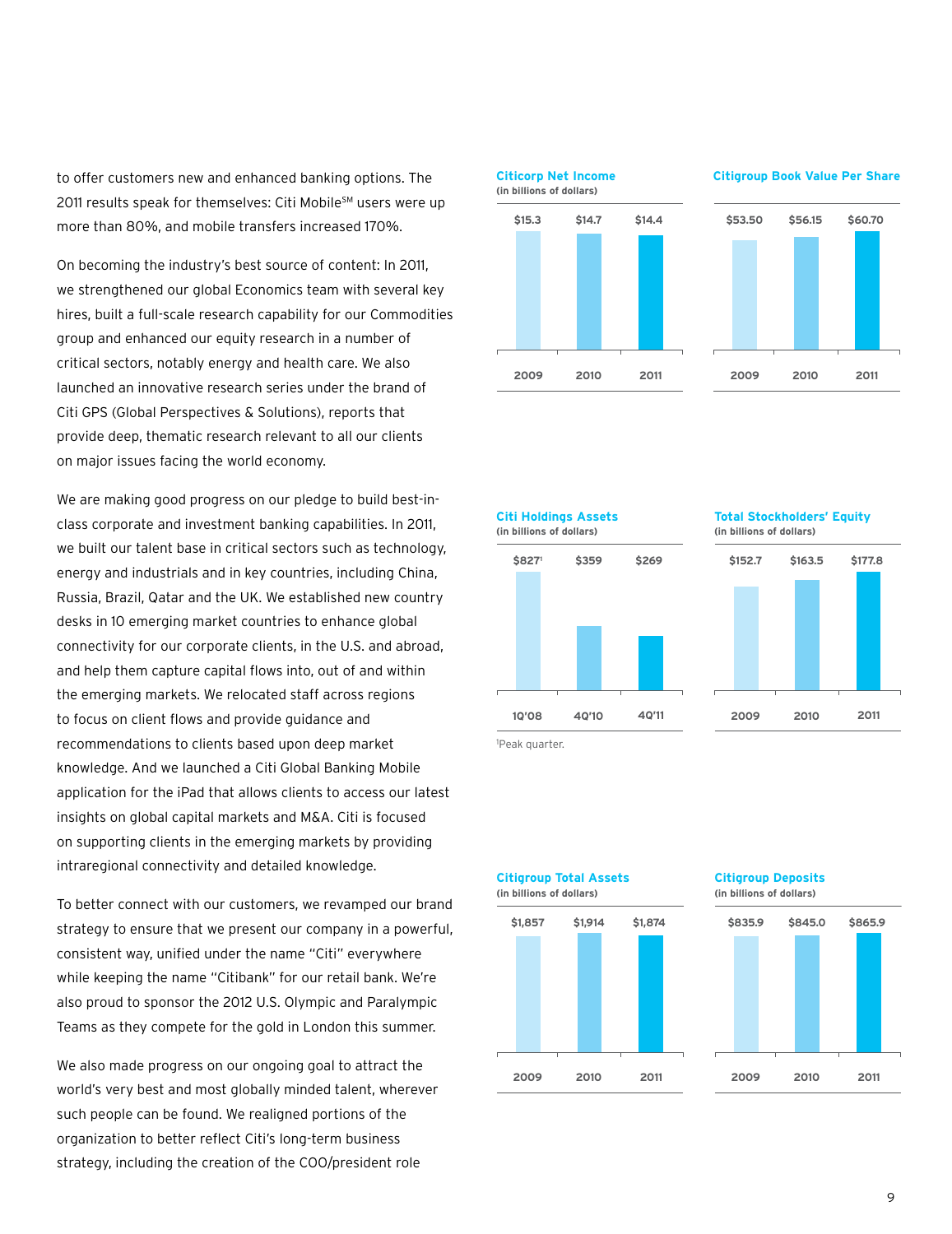to offer customers new and enhanced banking options. The 2011 results speak for themselves: Citi Mobile℠ users were up more than 80%, and mobile transfers increased 170%.

On becoming the industry's best source of content: In 2011, we strengthened our global Economics team with several key hires, built a full-scale research capability for our Commodities group and enhanced our equity research in a number of critical sectors, notably energy and health care. We also launched an innovative research series under the brand of Citi GPS (Global Perspectives & Solutions), reports that provide deep, thematic research relevant to all our clients on major issues facing the world economy.

We are making good progress on our pledge to build best-in-class corporate and investment banking capabilities. In 2011, we built our talent base in critical sectors such as technology, energy and industrials and in key countries, including China, Russia, Brazil, Qatar and the UK. We established new country desks in 10 emerging market countries to enhance global connectivity for our corporate clients, in the U.S. and abroad, and help them capture capital flows into, out of and within the emerging markets. We relocated staff across regions to focus on client flows and provide guidance and recommendations to clients based upon deep market knowledge. And we launched a Citi Global Banking Mobile application for the iPad that allows clients to access our latest insights on global capital markets and M&A. Citi is focused on supporting clients in the emerging markets by providing intraregional connectivity and detailed knowledge.

To better connect with our customers, we revamped our brand strategy to ensure that we present our company in a powerful, consistent way, unified under the name "Citi" everywhere while keeping the name "Citibank" for our retail bank. We're also proud to sponsor the 2012 U.S. Olympic and Paralympic Teams as they compete for the gold in London this summer.

We also made progress on our ongoing goal to attract the world's very best and most globally minded talent, wherever such people can be found. We realigned portions of the organization to better reflect Citi's long-term business strategy, including the creation of the COO/president role

**Citicorp Net Income**
(in billions of dollars)

| 2009 | 2010 | 2011 |
|---|---|---|
| $15.3 | $14.7 | $14.4 |

**Citigroup Book Value Per Share**

| 2009 | 2010 | 2011 |
|---|---|---|
| $53.50 | $56.15 | $60.70 |

**Citi Holdings Assets**
(in billions of dollars)

| 1Q'08 | 4Q'10 | 4Q'11 |
|---|---|---|
| $827[1] | $359 | $269 |

[1]Peak quarter.

**Total Stockholders' Equity**
(in billions of dollars)

| 2009 | 2010 | 2011 |
|---|---|---|
| $152.7 | $163.5 | $177.8 |

**Citigroup Total Assets**
(in billions of dollars)

| 2009 | 2010 | 2011 |
|---|---|---|
| $1,857 | $1,914 | $1,874 |

**Citigroup Deposits**
(in billions of dollars)

| 2009 | 2010 | 2011 |
|---|---|---|
| $835.9 | $845.0 | $865.9 |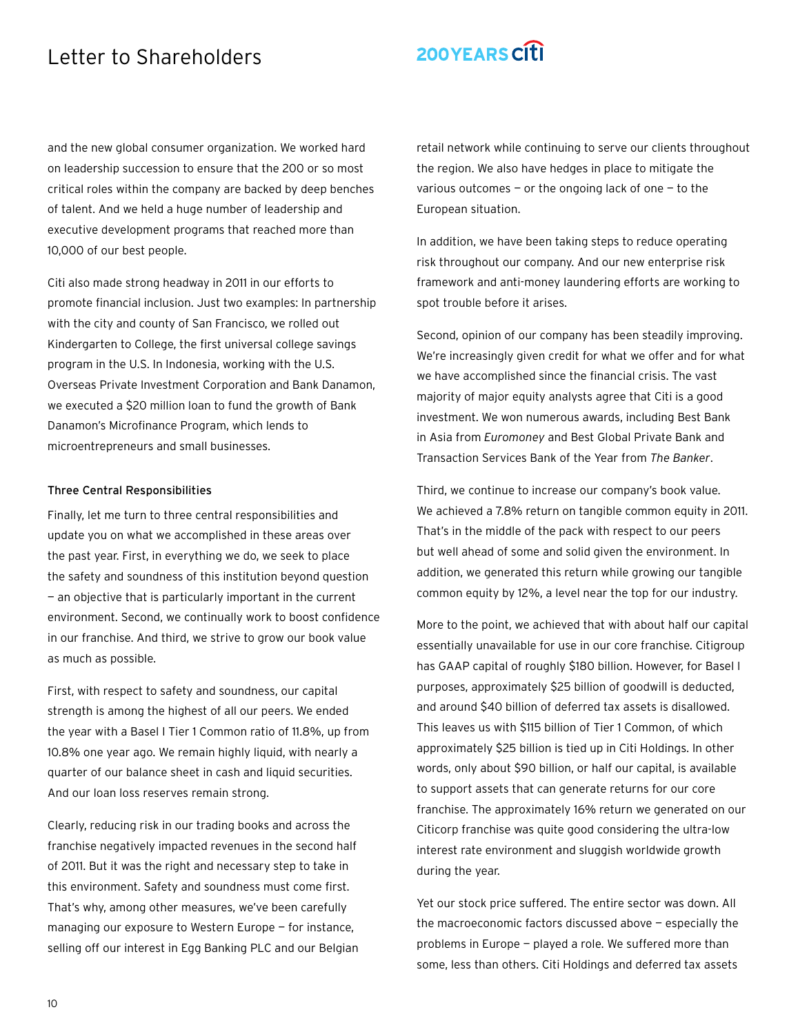and the new global consumer organization. We worked hard on leadership succession to ensure that the 200 or so most critical roles within the company are backed by deep benches of talent. And we held a huge number of leadership and executive development programs that reached more than 10,000 of our best people.

Citi also made strong headway in 2011 in our efforts to promote financial inclusion. Just two examples: In partnership with the city and county of San Francisco, we rolled out Kindergarten to College, the first universal college savings program in the U.S. In Indonesia, working with the U.S. Overseas Private Investment Corporation and Bank Danamon, we executed a $20 million loan to fund the growth of Bank Danamon's Microfinance Program, which lends to microentrepreneurs and small businesses.

### Three Central Responsibilities

Finally, let me turn to three central responsibilities and update you on what we accomplished in these areas over the past year. First, in everything we do, we seek to place the safety and soundness of this institution beyond question — an objective that is particularly important in the current environment. Second, we continually work to boost confidence in our franchise. And third, we strive to grow our book value as much as possible.

First, with respect to safety and soundness, our capital strength is among the highest of all our peers. We ended the year with a Basel I Tier 1 Common ratio of 11.8%, up from 10.8% one year ago. We remain highly liquid, with nearly a quarter of our balance sheet in cash and liquid securities. And our loan loss reserves remain strong.

Clearly, reducing risk in our trading books and across the franchise negatively impacted revenues in the second half of 2011. But it was the right and necessary step to take in this environment. Safety and soundness must come first. That's why, among other measures, we've been carefully managing our exposure to Western Europe — for instance, selling off our interest in Egg Banking PLC and our Belgian retail network while continuing to serve our clients throughout the region. We also have hedges in place to mitigate the various outcomes — or the ongoing lack of one — to the European situation.

In addition, we have been taking steps to reduce operating risk throughout our company. And our new enterprise risk framework and anti-money laundering efforts are working to spot trouble before it arises.

Second, opinion of our company has been steadily improving. We're increasingly given credit for what we offer and for what we have accomplished since the financial crisis. The vast majority of major equity analysts agree that Citi is a good investment. We won numerous awards, including Best Bank in Asia from *Euromoney* and Best Global Private Bank and Transaction Services Bank of the Year from *The Banker*.

Third, we continue to increase our company's book value. We achieved a 7.8% return on tangible common equity in 2011. That's in the middle of the pack with respect to our peers but well ahead of some and solid given the environment. In addition, we generated this return while growing our tangible common equity by 12%, a level near the top for our industry.

More to the point, we achieved that with about half our capital essentially unavailable for use in our core franchise. Citigroup has GAAP capital of roughly $180 billion. However, for Basel I purposes, approximately $25 billion of goodwill is deducted, and around $40 billion of deferred tax assets is disallowed. This leaves us with $115 billion of Tier 1 Common, of which approximately $25 billion is tied up in Citi Holdings. In other words, only about $90 billion, or half our capital, is available to support assets that can generate returns for our core franchise. The approximately 16% return we generated on our Citicorp franchise was quite good considering the ultra-low interest rate environment and sluggish worldwide growth during the year.

Yet our stock price suffered. The entire sector was down. All the macroeconomic factors discussed above — especially the problems in Europe — played a role. We suffered more than some, less than others. Citi Holdings and deferred tax assets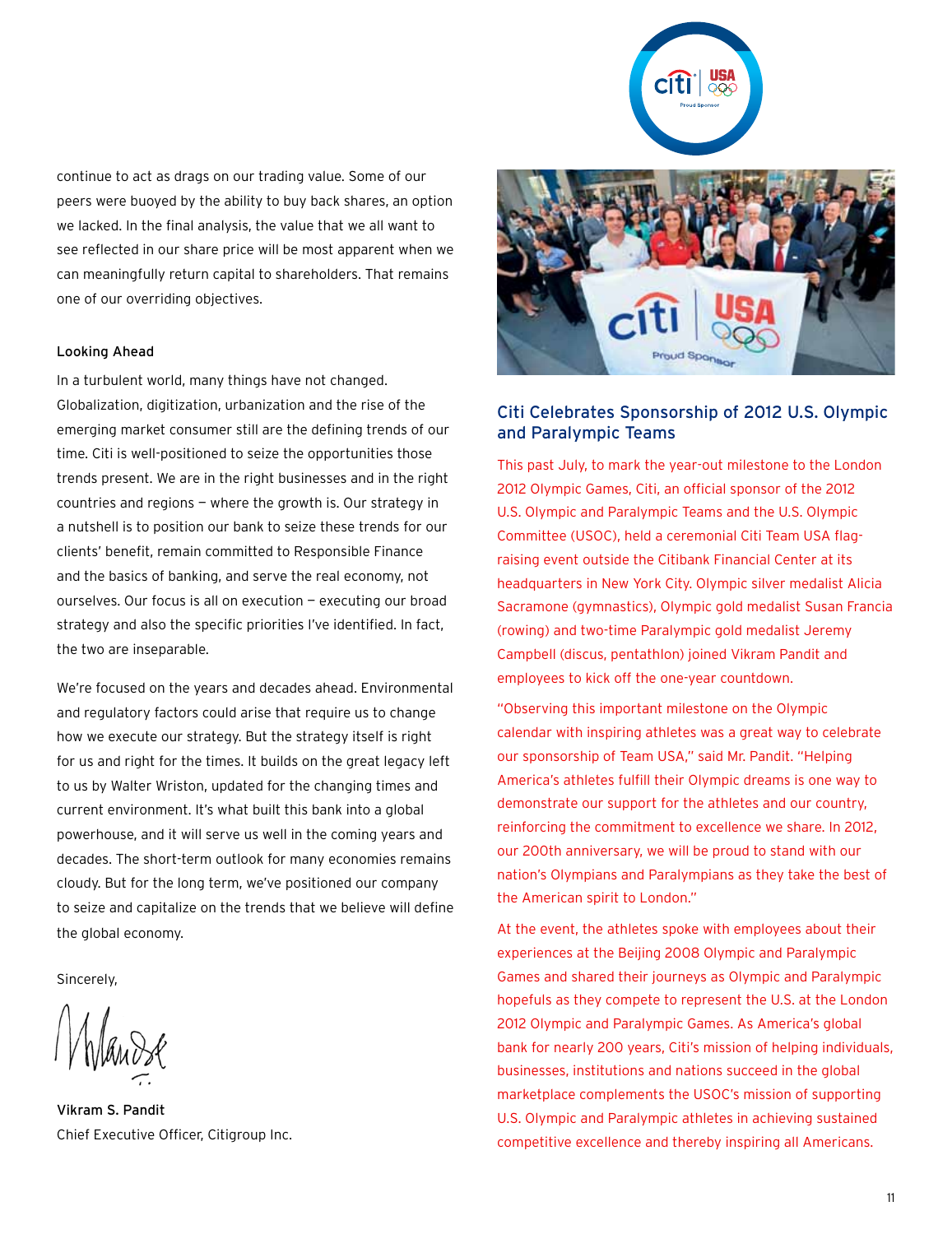continue to act as drags on our trading value. Some of our peers were buoyed by the ability to buy back shares, an option we lacked. In the final analysis, the value that we all want to see reflected in our share price will be most apparent when we can meaningfully return capital to shareholders. That remains one of our overriding objectives.

### Looking Ahead

In a turbulent world, many things have not changed. Globalization, digitization, urbanization and the rise of the emerging market consumer still are the defining trends of our time. Citi is well-positioned to seize the opportunities those trends present. We are in the right businesses and in the right countries and regions — where the growth is. Our strategy in a nutshell is to position our bank to seize these trends for our clients' benefit, remain committed to Responsible Finance and the basics of banking, and serve the real economy, not ourselves. Our focus is all on execution — executing our broad strategy and also the specific priorities I've identified. In fact, the two are inseparable.

We're focused on the years and decades ahead. Environmental and regulatory factors could arise that require us to change how we execute our strategy. But the strategy itself is right for us and right for the times. It builds on the great legacy left to us by Walter Wriston, updated for the changing times and current environment. It's what built this bank into a global powerhouse, and it will serve us well in the coming years and decades. The short-term outlook for many economies remains cloudy. But for the long term, we've positioned our company to seize and capitalize on the trends that we believe will define the global economy.

Sincerely,

Vikram S. Pandit
Chief Executive Officer, Citigroup Inc.

## Citi Celebrates Sponsorship of 2012 U.S. Olympic and Paralympic Teams

This past July, to mark the year-out milestone to the London 2012 Olympic Games, Citi, an official sponsor of the 2012 U.S. Olympic and Paralympic Teams and the U.S. Olympic Committee (USOC), held a ceremonial Citi Team USA flag-raising event outside the Citibank Financial Center at its headquarters in New York City. Olympic silver medalist Alicia Sacramone (gymnastics), Olympic gold medalist Susan Francia (rowing) and two-time Paralympic gold medalist Jeremy Campbell (discus, pentathlon) joined Vikram Pandit and employees to kick off the one-year countdown.

"Observing this important milestone on the Olympic calendar with inspiring athletes was a great way to celebrate our sponsorship of Team USA," said Mr. Pandit. "Helping America's athletes fulfill their Olympic dreams is one way to demonstrate our support for the athletes and our country, reinforcing the commitment to excellence we share. In 2012, our 200th anniversary, we will be proud to stand with our nation's Olympians and Paralympians as they take the best of the American spirit to London."

At the event, the athletes spoke with employees about their experiences at the Beijing 2008 Olympic and Paralympic Games and shared their journeys as Olympic and Paralympic hopefuls as they compete to represent the U.S. at the London 2012 Olympic and Paralympic Games. As America's global bank for nearly 200 years, Citi's mission of helping individuals, businesses, institutions and nations succeed in the global marketplace complements the USOC's mission of supporting U.S. Olympic and Paralympic athletes in achieving sustained competitive excellence and thereby inspiring all Americans.